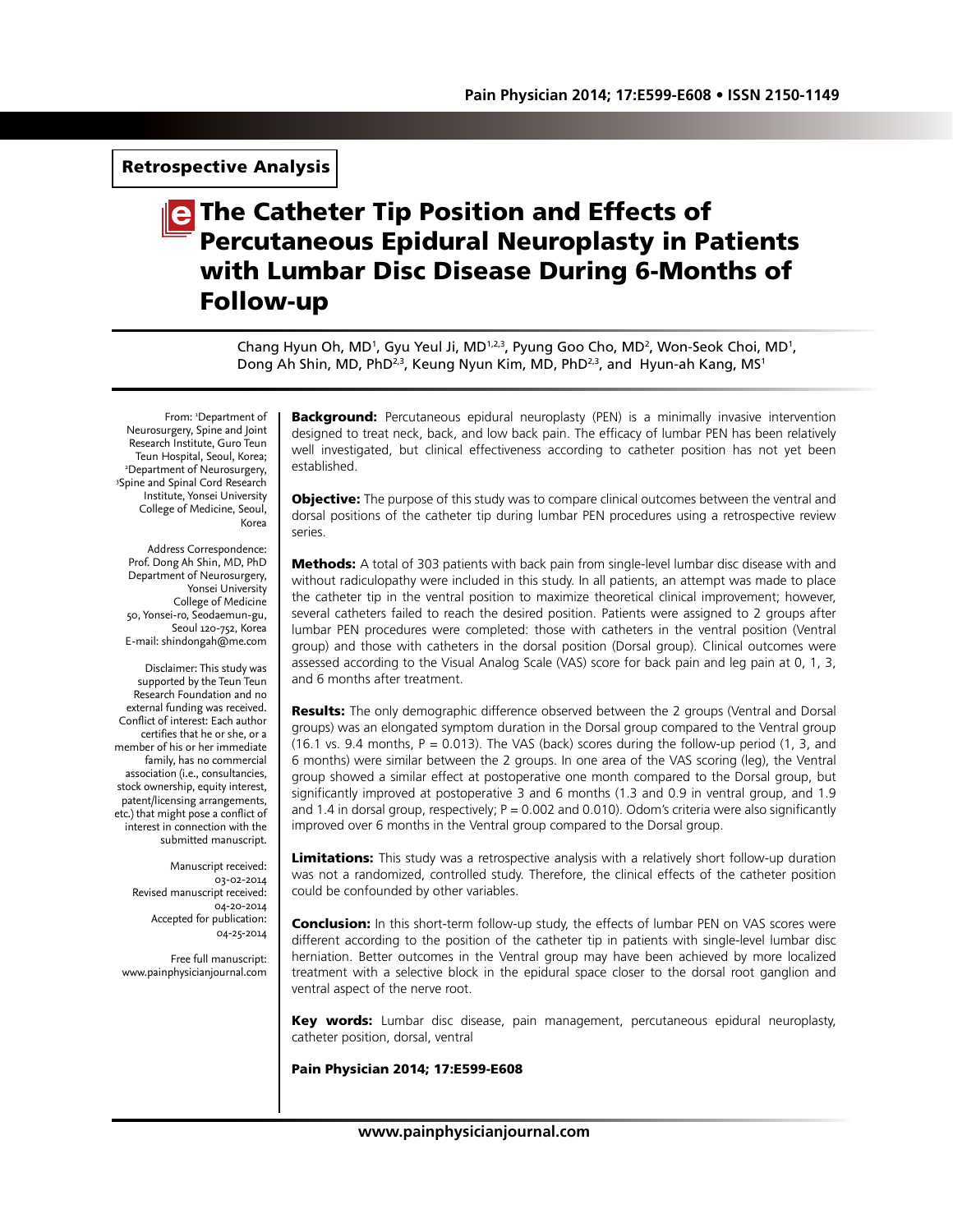**Retrospective Analysis**

# The Catheter Tip Position and Effects of Percutaneous Epidural Neuroplasty in Patients with Lumbar Disc Disease During 6-Months of Follow-up

Chang Hyun Oh, MD[1], Gyu Yeul Ji, MD[1,2,3], Pyung Goo Cho, MD[2], Won-Seok Choi, MD[1], Dong Ah Shin, MD, PhD[2,3], Keung Nyun Kim, MD, PhD[2,3], and Hyun-ah Kang, MS[1]

From: [1]Department of Neurosurgery, Spine and Joint Research Institute, Guro Teun Teun Hospital, Seoul, Korea; [2]Department of Neurosurgery, [3]Spine and Spinal Cord Research Institute, Yonsei University College of Medicine, Seoul, Korea

Address Correspondence:
Prof. Dong Ah Shin, MD, PhD
Department of Neurosurgery, Yonsei University College of Medicine
50, Yonsei-ro, Seodaemun-gu, Seoul 120-752, Korea
E-mail: shindongah@me.com

Disclaimer: This study was supported by the Teun Teun Research Foundation and no external funding was received.
Conflict of interest: Each author certifies that he or she, or a member of his or her immediate family, has no commercial association (i.e., consultancies, stock ownership, equity interest, patent/licensing arrangements, etc.) that might pose a conflict of interest in connection with the submitted manuscript.

Manuscript received: 03-02-2014
Revised manuscript received: 04-20-2014
Accepted for publication: 04-25-2014

Free full manuscript: www.painphysicianjournal.com

**Background:** Percutaneous epidural neuroplasty (PEN) is a minimally invasive intervention designed to treat neck, back, and low back pain. The efficacy of lumbar PEN has been relatively well investigated, but clinical effectiveness according to catheter position has not yet been established.

**Objective:** The purpose of this study was to compare clinical outcomes between the ventral and dorsal positions of the catheter tip during lumbar PEN procedures using a retrospective review series.

**Methods:** A total of 303 patients with back pain from single-level lumbar disc disease with and without radiculopathy were included in this study. In all patients, an attempt was made to place the catheter tip in the ventral position to maximize theoretical clinical improvement; however, several catheters failed to reach the desired position. Patients were assigned to 2 groups after lumbar PEN procedures were completed: those with catheters in the ventral position (Ventral group) and those with catheters in the dorsal position (Dorsal group). Clinical outcomes were assessed according to the Visual Analog Scale (VAS) score for back pain and leg pain at 0, 1, 3, and 6 months after treatment.

**Results:** The only demographic difference observed between the 2 groups (Ventral and Dorsal groups) was an elongated symptom duration in the Dorsal group compared to the Ventral group (16.1 vs. 9.4 months, P = 0.013). The VAS (back) scores during the follow-up period (1, 3, and 6 months) were similar between the 2 groups. In one area of the VAS scoring (leg), the Ventral group showed a similar effect at postoperative one month compared to the Dorsal group, but significantly improved at postoperative 3 and 6 months (1.3 and 0.9 in ventral group, and 1.9 and 1.4 in dorsal group, respectively; P = 0.002 and 0.010). Odom's criteria were also significantly improved over 6 months in the Ventral group compared to the Dorsal group.

**Limitations:** This study was a retrospective analysis with a relatively short follow-up duration was not a randomized, controlled study. Therefore, the clinical effects of the catheter position could be confounded by other variables.

**Conclusion:** In this short-term follow-up study, the effects of lumbar PEN on VAS scores were different according to the position of the catheter tip in patients with single-level lumbar disc herniation. Better outcomes in the Ventral group may have been achieved by more localized treatment with a selective block in the epidural space closer to the dorsal root ganglion and ventral aspect of the nerve root.

**Key words:** Lumbar disc disease, pain management, percutaneous epidural neuroplasty, catheter position, dorsal, ventral

**Pain Physician 2014; 17:E599-E608**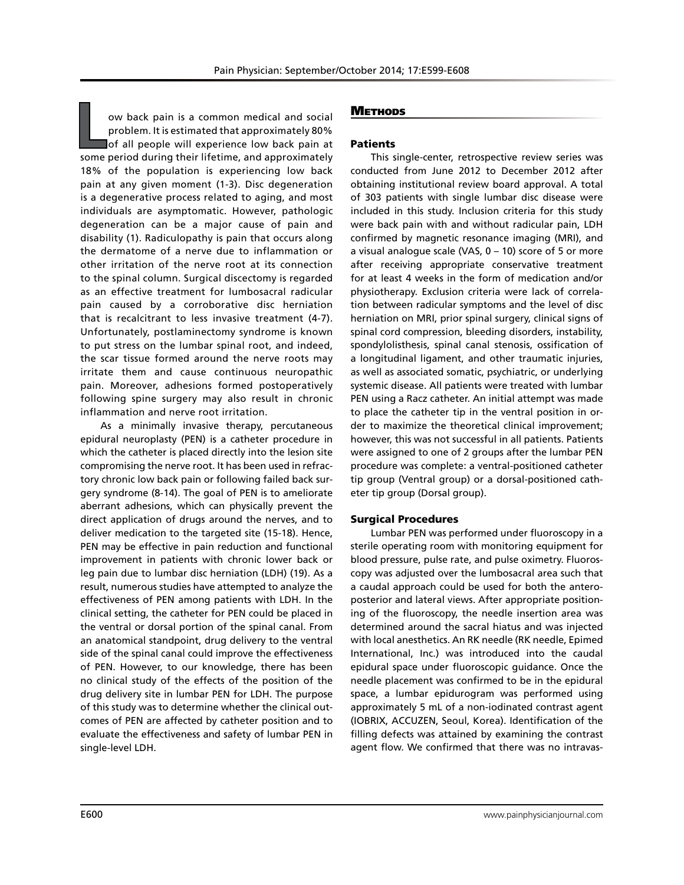Low back pain is a common medical and social problem. It is estimated that approximately 80% of all people will experience low back pain at some period during their lifetime, and approximately 18% of the population is experiencing low back pain at any given moment (1-3). Disc degeneration is a degenerative process related to aging, and most individuals are asymptomatic. However, pathologic degeneration can be a major cause of pain and disability (1). Radiculopathy is pain that occurs along the dermatome of a nerve due to inflammation or other irritation of the nerve root at its connection to the spinal column. Surgical discectomy is regarded as an effective treatment for lumbosacral radicular pain caused by a corroborative disc herniation that is recalcitrant to less invasive treatment (4-7). Unfortunately, postlaminectomy syndrome is known to put stress on the lumbar spinal root, and indeed, the scar tissue formed around the nerve roots may irritate them and cause continuous neuropathic pain. Moreover, adhesions formed postoperatively following spine surgery may also result in chronic inflammation and nerve root irritation.

As a minimally invasive therapy, percutaneous epidural neuroplasty (PEN) is a catheter procedure in which the catheter is placed directly into the lesion site compromising the nerve root. It has been used in refractory chronic low back pain or following failed back surgery syndrome (8-14). The goal of PEN is to ameliorate aberrant adhesions, which can physically prevent the direct application of drugs around the nerves, and to deliver medication to the targeted site (15-18). Hence, PEN may be effective in pain reduction and functional improvement in patients with chronic lower back or leg pain due to lumbar disc herniation (LDH) (19). As a result, numerous studies have attempted to analyze the effectiveness of PEN among patients with LDH. In the clinical setting, the catheter for PEN could be placed in the ventral or dorsal portion of the spinal canal. From an anatomical standpoint, drug delivery to the ventral side of the spinal canal could improve the effectiveness of PEN. However, to our knowledge, there has been no clinical study of the effects of the position of the drug delivery site in lumbar PEN for LDH. The purpose of this study was to determine whether the clinical outcomes of PEN are affected by catheter position and to evaluate the effectiveness and safety of lumbar PEN in single-level LDH.

## Methods

### Patients

This single-center, retrospective review series was conducted from June 2012 to December 2012 after obtaining institutional review board approval. A total of 303 patients with single lumbar disc disease were included in this study. Inclusion criteria for this study were back pain with and without radicular pain, LDH confirmed by magnetic resonance imaging (MRI), and a visual analogue scale (VAS, 0 – 10) score of 5 or more after receiving appropriate conservative treatment for at least 4 weeks in the form of medication and/or physiotherapy. Exclusion criteria were lack of correlation between radicular symptoms and the level of disc herniation on MRI, prior spinal surgery, clinical signs of spinal cord compression, bleeding disorders, instability, spondylolisthesis, spinal canal stenosis, ossification of a longitudinal ligament, and other traumatic injuries, as well as associated somatic, psychiatric, or underlying systemic disease. All patients were treated with lumbar PEN using a Racz catheter. An initial attempt was made to place the catheter tip in the ventral position in order to maximize the theoretical clinical improvement; however, this was not successful in all patients. Patients were assigned to one of 2 groups after the lumbar PEN procedure was complete: a ventral-positioned catheter tip group (Ventral group) or a dorsal-positioned catheter tip group (Dorsal group).

### Surgical Procedures

Lumbar PEN was performed under fluoroscopy in a sterile operating room with monitoring equipment for blood pressure, pulse rate, and pulse oximetry. Fluoroscopy was adjusted over the lumbosacral area such that a caudal approach could be used for both the anteroposterior and lateral views. After appropriate positioning of the fluoroscopy, the needle insertion area was determined around the sacral hiatus and was injected with local anesthetics. An RK needle (RK needle, Epimed International, Inc.) was introduced into the caudal epidural space under fluoroscopic guidance. Once the needle placement was confirmed to be in the epidural space, a lumbar epidurogram was performed using approximately 5 mL of a non-iodinated contrast agent (IOBRIX, ACCUZEN, Seoul, Korea). Identification of the filling defects was attained by examining the contrast agent flow. We confirmed that there was no intravas-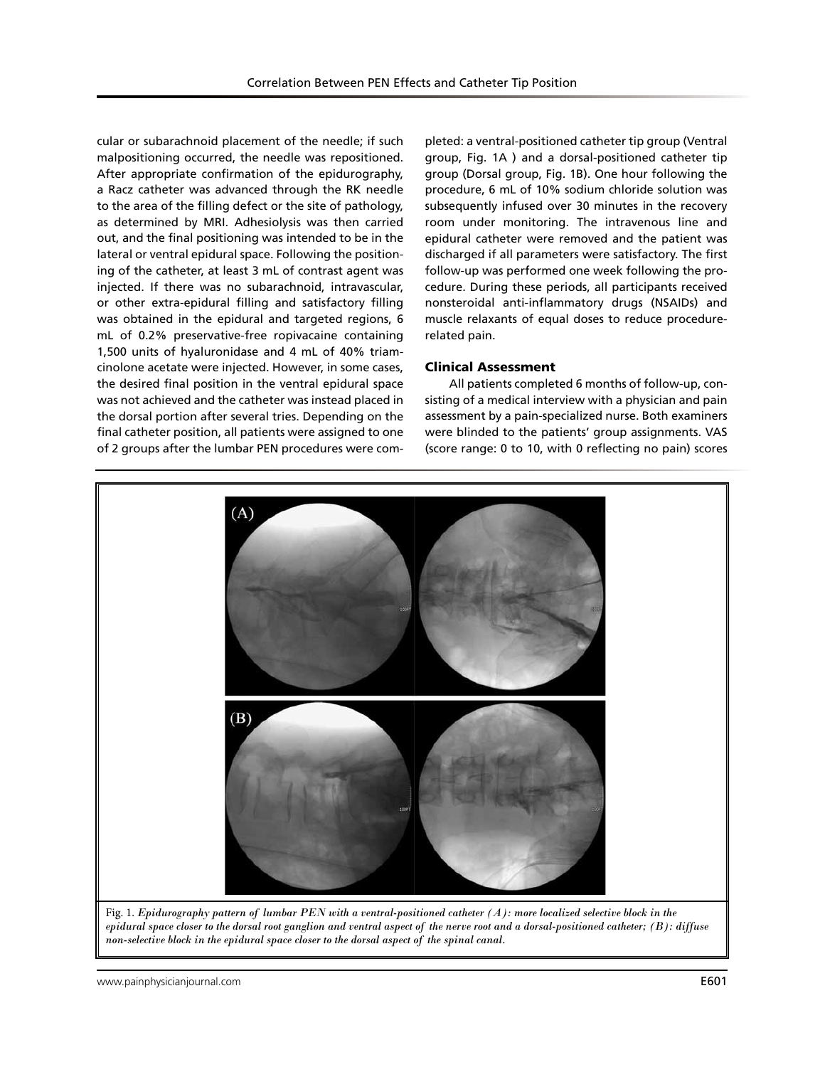cular or subarachnoid placement of the needle; if such malpositioning occurred, the needle was repositioned. After appropriate confirmation of the epidurography, a Racz catheter was advanced through the RK needle to the area of the filling defect or the site of pathology, as determined by MRI. Adhesiolysis was then carried out, and the final positioning was intended to be in the lateral or ventral epidural space. Following the positioning of the catheter, at least 3 mL of contrast agent was injected. If there was no subarachnoid, intravascular, or other extra-epidural filling and satisfactory filling was obtained in the epidural and targeted regions, 6 mL of 0.2% preservative-free ropivacaine containing 1,500 units of hyaluronidase and 4 mL of 40% triamcinolone acetate were injected. However, in some cases, the desired final position in the ventral epidural space was not achieved and the catheter was instead placed in the dorsal portion after several tries. Depending on the final catheter position, all patients were assigned to one of 2 groups after the lumbar PEN procedures were completed: a ventral-positioned catheter tip group (Ventral group, Fig. 1A ) and a dorsal-positioned catheter tip group (Dorsal group, Fig. 1B). One hour following the procedure, 6 mL of 10% sodium chloride solution was subsequently infused over 30 minutes in the recovery room under monitoring. The intravenous line and epidural catheter were removed and the patient was discharged if all parameters were satisfactory. The first follow-up was performed one week following the procedure. During these periods, all participants received nonsteroidal anti-inflammatory drugs (NSAIDs) and muscle relaxants of equal doses to reduce procedure-related pain.

### Clinical Assessment

All patients completed 6 months of follow-up, consisting of a medical interview with a physician and pain assessment by a pain-specialized nurse. Both examiners were blinded to the patients' group assignments. VAS (score range: 0 to 10, with 0 reflecting no pain) scores

Fig. 1. *Epidurography pattern of lumbar PEN with a ventral-positioned catheter (A): more localized selective block in the epidural space closer to the dorsal root ganglion and ventral aspect of the nerve root and a dorsal-positioned catheter; (B): diffuse non-selective block in the epidural space closer to the dorsal aspect of the spinal canal.*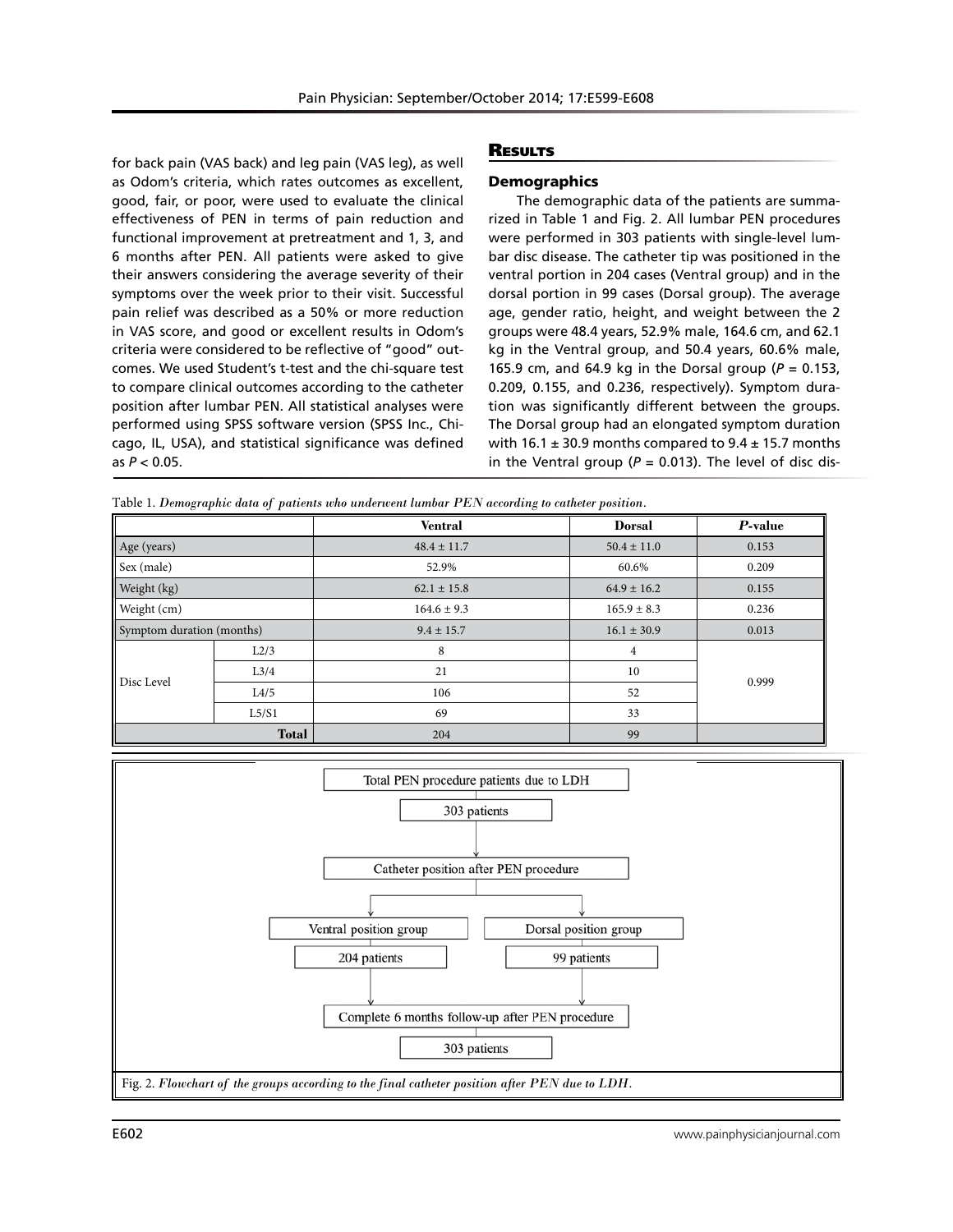for back pain (VAS back) and leg pain (VAS leg), as well as Odom's criteria, which rates outcomes as excellent, good, fair, or poor, were used to evaluate the clinical effectiveness of PEN in terms of pain reduction and functional improvement at pretreatment and 1, 3, and 6 months after PEN. All patients were asked to give their answers considering the average severity of their symptoms over the week prior to their visit. Successful pain relief was described as a 50% or more reduction in VAS score, and good or excellent results in Odom's criteria were considered to be reflective of "good" outcomes. We used Student's t-test and the chi-square test to compare clinical outcomes according to the catheter position after lumbar PEN. All statistical analyses were performed using SPSS software version (SPSS Inc., Chicago, IL, USA), and statistical significance was defined as $P < 0.05$.

## Results

### Demographics

The demographic data of the patients are summarized in Table 1 and Fig. 2. All lumbar PEN procedures were performed in 303 patients with single-level lumbar disc disease. The catheter tip was positioned in the ventral portion in 204 cases (Ventral group) and in the dorsal portion in 99 cases (Dorsal group). The average age, gender ratio, height, and weight between the 2 groups were 48.4 years, 52.9% male, 164.6 cm, and 62.1 kg in the Ventral group, and 50.4 years, 60.6% male, 165.9 cm, and 64.9 kg in the Dorsal group ($P$ = 0.153, 0.209, 0.155, and 0.236, respectively). Symptom duration was significantly different between the groups. The Dorsal group had an elongated symptom duration with 16.1 ± 30.9 months compared to 9.4 ± 15.7 months in the Ventral group ($P$ = 0.013). The level of disc dis-

Table 1. *Demographic data of patients who underwent lumbar PEN according to catheter position.*

| | | Ventral | Dorsal | *P*-value |
|---|---|---|---|---|
| Age (years) | | 48.4 ± 11.7 | 50.4 ± 11.0 | 0.153 |
| Sex (male) | | 52.9% | 60.6% | 0.209 |
| Weight (kg) | | 62.1 ± 15.8 | 64.9 ± 16.2 | 0.155 |
| Weight (cm) | | 164.6 ± 9.3 | 165.9 ± 8.3 | 0.236 |
| Symptom duration (months) | | 9.4 ± 15.7 | 16.1 ± 30.9 | 0.013 |
| Disc Level | L2/3 | 8 | 4 | 0.999 |
| | L3/4 | 21 | 10 | |
| | L4/5 | 106 | 52 | |
| | L5/S1 | 69 | 33 | |
| **Total** | | 204 | 99 | |

```
Total PEN procedure patients due to LDH
303 patients
        ↓
Catheter position after PEN procedure
        ↓                         ↓
Ventral position group      Dorsal position group
204 patients                99 patients
        ↓                         ↓
Complete 6 months follow-up after PEN procedure
303 patients
```

Fig. 2. *Flowchart of the groups according to the final catheter position after PEN due to LDH.*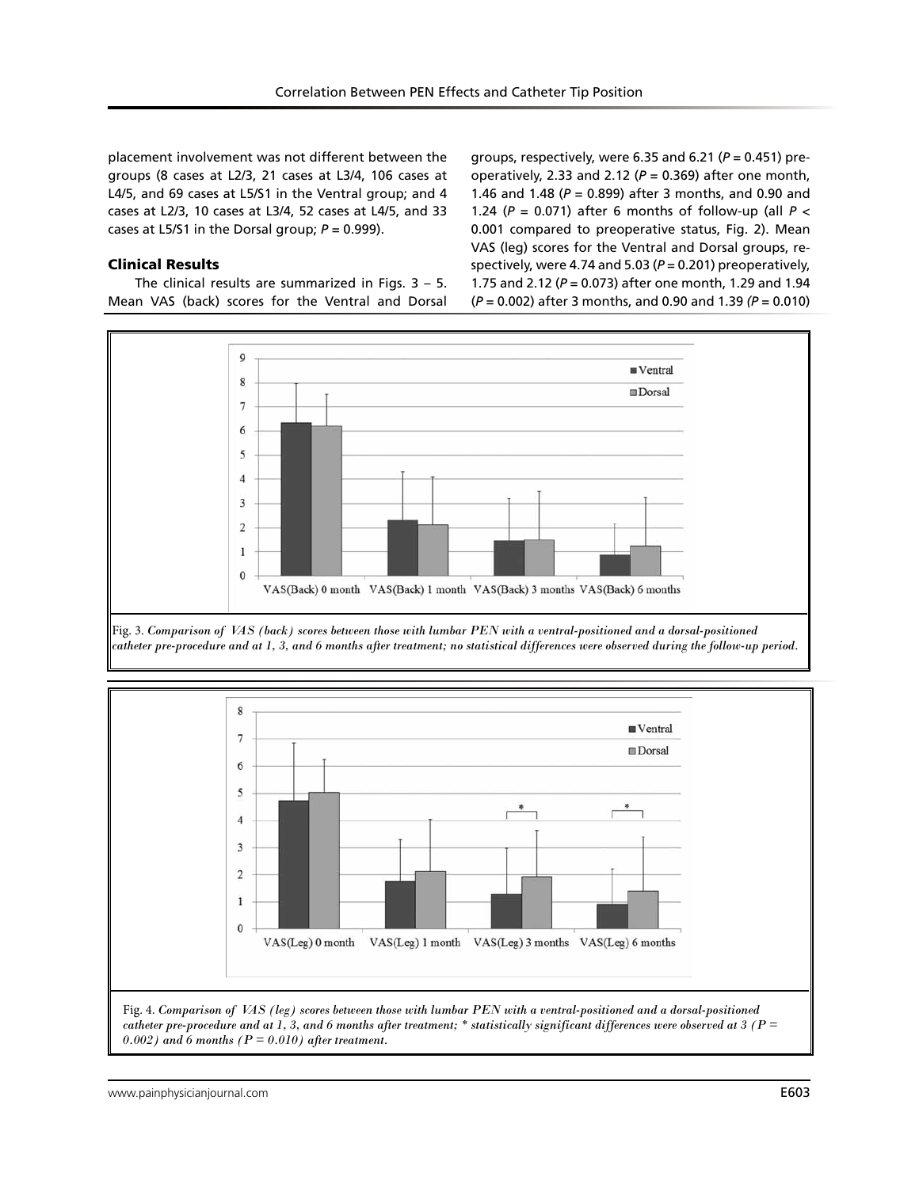placement involvement was not different between the groups (8 cases at L2/3, 21 cases at L3/4, 106 cases at L4/5, and 69 cases at L5/S1 in the Ventral group; and 4 cases at L2/3, 10 cases at L3/4, 52 cases at L4/5, and 33 cases at L5/S1 in the Dorsal group; $P = 0.999$).

### Clinical Results

The clinical results are summarized in Figs. 3 – 5. Mean VAS (back) scores for the Ventral and Dorsal groups, respectively, were 6.35 and 6.21 ($P = 0.451$) preoperatively, 2.33 and 2.12 ($P = 0.369$) after one month, 1.46 and 1.48 ($P = 0.899$) after 3 months, and 0.90 and 1.24 ($P = 0.071$) after 6 months of follow-up (all $P < 0.001$ compared to preoperative status, Fig. 2). Mean VAS (leg) scores for the Ventral and Dorsal groups, respectively, were 4.74 and 5.03 ($P = 0.201$) preoperatively, 1.75 and 2.12 ($P = 0.073$) after one month, 1.29 and 1.94 ($P = 0.002$) after 3 months, and 0.90 and 1.39 ($P = 0.010$)

Fig. 3. *Comparison of VAS (back) scores between those with lumbar PEN with a ventral-positioned and a dorsal-positioned catheter pre-procedure and at 1, 3, and 6 months after treatment; no statistical differences were observed during the follow-up period.*

Fig. 4. *Comparison of VAS (leg) scores between those with lumbar PEN with a ventral-positioned and a dorsal-positioned catheter pre-procedure and at 1, 3, and 6 months after treatment; * statistically significant differences were observed at 3 ($P = 0.002$) and 6 months ($P = 0.010$) after treatment.*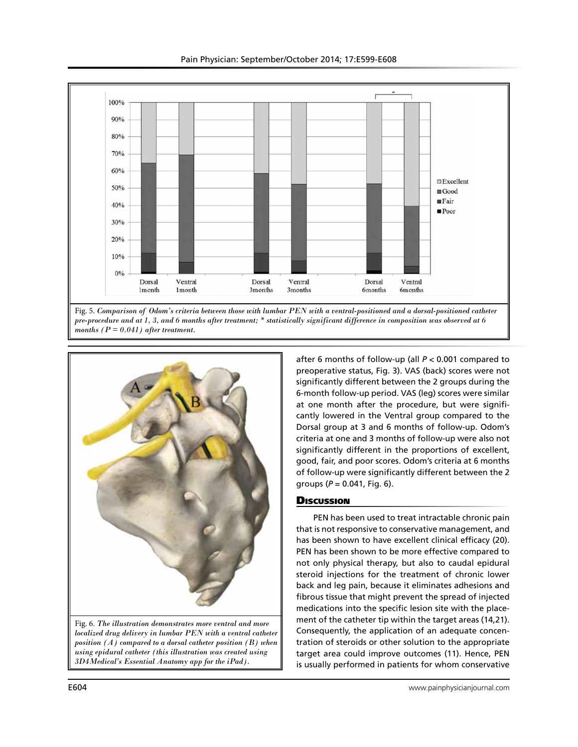Fig. 5. *Comparison of Odom's criteria between those with lumbar PEN with a ventral-positioned and a dorsal-positioned catheter pre-procedure and at 1, 3, and 6 months after treatment; * statistically significant difference in composition was observed at 6 months (P = 0.041) after treatment.*

Fig. 6. *The illustration demonstrates more ventral and more localized drug delivery in lumbar PEN with a ventral catheter position (A) compared to a dorsal catheter position (B) when using epidural catheter (this illustration was created using 3D4Medical's Essential Anatomy app for the iPad).*

after 6 months of follow-up (all $P < 0.001$ compared to preoperative status, Fig. 3). VAS (back) scores were not significantly different between the 2 groups during the 6-month follow-up period. VAS (leg) scores were similar at one month after the procedure, but were significantly lowered in the Ventral group compared to the Dorsal group at 3 and 6 months of follow-up. Odom's criteria at one and 3 months of follow-up were also not significantly different in the proportions of excellent, good, fair, and poor scores. Odom's criteria at 6 months of follow-up were significantly different between the 2 groups ($P = 0.041$, Fig. 6).

## Discussion

PEN has been used to treat intractable chronic pain that is not responsive to conservative management, and has been shown to have excellent clinical efficacy (20). PEN has been shown to be more effective compared to not only physical therapy, but also to caudal epidural steroid injections for the treatment of chronic lower back and leg pain, because it eliminates adhesions and fibrous tissue that might prevent the spread of injected medications into the specific lesion site with the placement of the catheter tip within the target areas (14,21). Consequently, the application of an adequate concentration of steroids or other solution to the appropriate target area could improve outcomes (11). Hence, PEN is usually performed in patients for whom conservative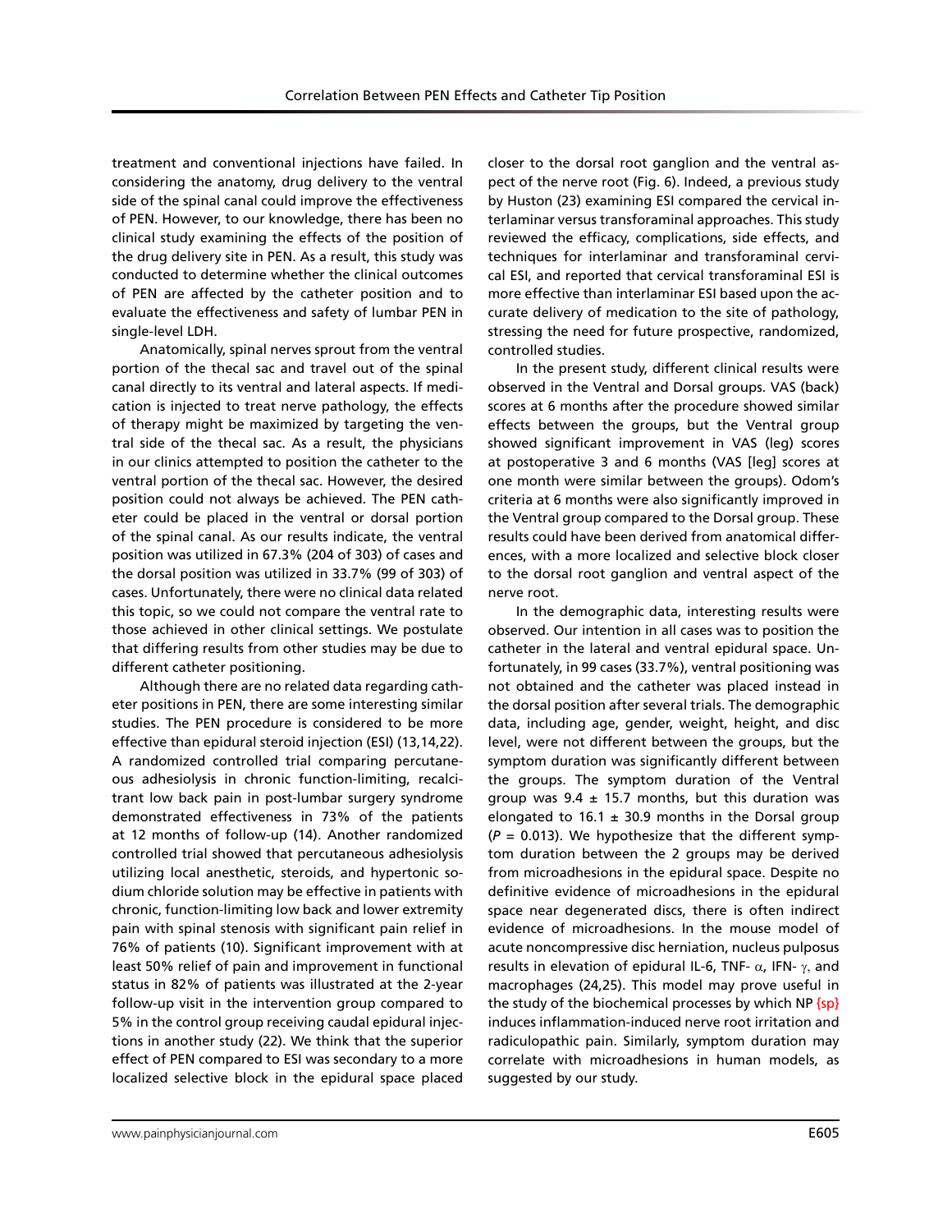treatment and conventional injections have failed. In considering the anatomy, drug delivery to the ventral side of the spinal canal could improve the effectiveness of PEN. However, to our knowledge, there has been no clinical study examining the effects of the position of the drug delivery site in PEN. As a result, this study was conducted to determine whether the clinical outcomes of PEN are affected by the catheter position and to evaluate the effectiveness and safety of lumbar PEN in single-level LDH.

Anatomically, spinal nerves sprout from the ventral portion of the thecal sac and travel out of the spinal canal directly to its ventral and lateral aspects. If medication is injected to treat nerve pathology, the effects of therapy might be maximized by targeting the ventral side of the thecal sac. As a result, the physicians in our clinics attempted to position the catheter to the ventral portion of the thecal sac. However, the desired position could not always be achieved. The PEN catheter could be placed in the ventral or dorsal portion of the spinal canal. As our results indicate, the ventral position was utilized in 67.3% (204 of 303) of cases and the dorsal position was utilized in 33.7% (99 of 303) of cases. Unfortunately, there were no clinical data related this topic, so we could not compare the ventral rate to those achieved in other clinical settings. We postulate that differing results from other studies may be due to different catheter positioning.

Although there are no related data regarding catheter positions in PEN, there are some interesting similar studies. The PEN procedure is considered to be more effective than epidural steroid injection (ESI) (13,14,22). A randomized controlled trial comparing percutaneous adhesiolysis in chronic function-limiting, recalcitrant low back pain in post-lumbar surgery syndrome demonstrated effectiveness in 73% of the patients at 12 months of follow-up (14). Another randomized controlled trial showed that percutaneous adhesiolysis utilizing local anesthetic, steroids, and hypertonic sodium chloride solution may be effective in patients with chronic, function-limiting low back and lower extremity pain with spinal stenosis with significant pain relief in 76% of patients (10). Significant improvement with at least 50% relief of pain and improvement in functional status in 82% of patients was illustrated at the 2-year follow-up visit in the intervention group compared to 5% in the control group receiving caudal epidural injections in another study (22). We think that the superior effect of PEN compared to ESI was secondary to a more localized selective block in the epidural space placed closer to the dorsal root ganglion and the ventral aspect of the nerve root (Fig. 6). Indeed, a previous study by Huston (23) examining ESI compared the cervical interlaminar versus transforaminal approaches. This study reviewed the efficacy, complications, side effects, and techniques for interlaminar and transforaminal cervical ESI, and reported that cervical transforaminal ESI is more effective than interlaminar ESI based upon the accurate delivery of medication to the site of pathology, stressing the need for future prospective, randomized, controlled studies.

In the present study, different clinical results were observed in the Ventral and Dorsal groups. VAS (back) scores at 6 months after the procedure showed similar effects between the groups, but the Ventral group showed significant improvement in VAS (leg) scores at postoperative 3 and 6 months (VAS [leg] scores at one month were similar between the groups). Odom's criteria at 6 months were also significantly improved in the Ventral group compared to the Dorsal group. These results could have been derived from anatomical differences, with a more localized and selective block closer to the dorsal root ganglion and ventral aspect of the nerve root.

In the demographic data, interesting results were observed. Our intention in all cases was to position the catheter in the lateral and ventral epidural space. Unfortunately, in 99 cases (33.7%), ventral positioning was not obtained and the catheter was placed instead in the dorsal position after several trials. The demographic data, including age, gender, weight, height, and disc level, were not different between the groups, but the symptom duration was significantly different between the groups. The symptom duration of the Ventral group was $9.4 \pm 15.7$ months, but this duration was elongated to $16.1 \pm 30.9$ months in the Dorsal group ($P = 0.013$). We hypothesize that the different symptom duration between the 2 groups may be derived from microadhesions in the epidural space. Despite no definitive evidence of microadhesions in the epidural space near degenerated discs, there is often indirect evidence of microadhesions. In the mouse model of acute noncompressive disc herniation, nucleus pulposus results in elevation of epidural IL-6, TNF- $\alpha$, IFN- $\gamma$, and macrophages (24,25). This model may prove useful in the study of the biochemical processes by which NP {sp} induces inflammation-induced nerve root irritation and radiculopathic pain. Similarly, symptom duration may correlate with microadhesions in human models, as suggested by our study.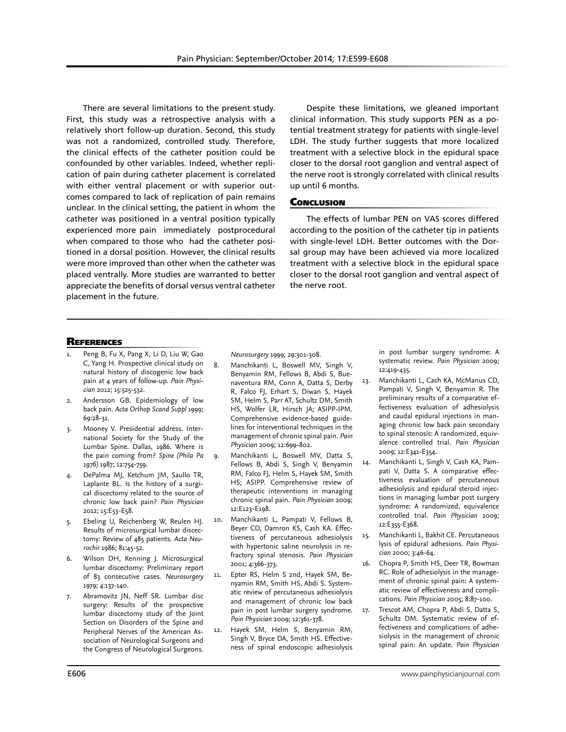There are several limitations to the present study. First, this study was a retrospective analysis with a relatively short follow-up duration. Second, this study was not a randomized, controlled study. Therefore, the clinical effects of the catheter position could be confounded by other variables. Indeed, whether replication of pain during catheter placement is correlated with either ventral placement or with superior outcomes compared to lack of replication of pain remains unclear. In the clinical setting, the patient in whom the catheter was positioned in a ventral position typically experienced more pain immediately postprocedural when compared to those who had the catheter positioned in a dorsal position. However, the clinical results were more improved than other when the catheter was placed ventrally. More studies are warranted to better appreciate the benefits of dorsal versus ventral catheter placement in the future.

Despite these limitations, we gleaned important clinical information. This study supports PEN as a potential treatment strategy for patients with single-level LDH. The study further suggests that more localized treatment with a selective block in the epidural space closer to the dorsal root ganglion and ventral aspect of the nerve root is strongly correlated with clinical results up until 6 months.

## Conclusion

The effects of lumbar PEN on VAS scores differed according to the position of the catheter tip in patients with single-level LDH. Better outcomes with the Dorsal group may have been achieved via more localized treatment with a selective block in the epidural space closer to the dorsal root ganglion and ventral aspect of the nerve root.

## References

1. Peng B, Fu X, Pang X, Li D, Liu W, Gao C, Yang H. Prospective clinical study on natural history of discogenic low back pain at 4 years of follow-up. *Pain Physician* 2012; 15:525-532.
2. Andersson GB. Epidemiology of low back pain. *Acta Orthop Scand Suppl* 1999; 69:28-31.
3. Mooney V. Presidential address. International Society for the Study of the Lumbar Spine. Dallas, 1986. Where is the pain coming from? *Spine (Phila Pa 1976)* 1987; 12:754-759.
4. DePalma MJ, Ketchum JM, Saullo TR, Laplante BL. Is the history of a surgical discectomy related to the source of chronic low back pain? *Pain Physician* 2012; 15:E53-E58.
5. Ebeling U, Reichenberg W, Reulen HJ. Results of microsurgical lumbar discectomy: Review of 485 patients. *Acta Neurochir* 1986; 81:45-52.
6. Wilson DH, Kenning J. Microsurgical lumbar discectomy: Preliminary report of 83 consecutive cases. *Neurosurgery* 1979; 4:137-140.
7. Abramovitz JN, Neff SR. Lumbar disc surgery: Results of the prospective lumbar discectomy study of the Joint Section on Disorders of the Spine and Peripheral Nerves of the American Association of Neurological Surgeons and the Congress of Neurological Surgeons. *Neurosurgery* 1999; 29:301-308.
8. Manchikanti L, Boswell MV, Singh V, Benyamin RM, Fellows B, Abdi S, Buenaventura RM, Conn A, Datta S, Derby R, Falco FJ, Erhart S, Diwan S, Hayek SM, Helm S, Parr AT, Schultz DM, Smith HS, Wolfer LR, Hirsch JA; ASIPP-IPM. Comprehensive evidence-based guidelines for interventional techniques in the management of chronic spinal pain. *Pain Physician* 2009; 12:699-802.
9. Manchikanti L, Boswell MV, Datta S, Fellows B, Abdi S, Singh V, Benyamin RM, Falco FJ, Helm S, Hayek SM, Smith HS; ASIPP. Comprehensive review of therapeutic interventions in managing chronic spinal pain. *Pain Physician* 2009; 12:E123-E198.
10. Manchikanti L, Pampati V, Fellows B, Beyer CD, Damron KS, Cash KA. Effectiveness of percutaneous adhesiolysis with hypertonic saline neurolysis in refractory spinal stenosis. *Pain Physician* 2001; 4:366-373.
11. Epter RS, Helm S 2nd, Hayek SM, Benyamin RM, Smith HS, Abdi S. Systematic review of percutaneous adhesiolysis and management of chronic low back pain in post lumbar surgery syndrome. *Pain Physician* 2009; 12:361-378.
12. Hayek SM, Helm S, Benyamin RM, Singh V, Bryce DA, Smith HS. Effectiveness of spinal endoscopic adhesiolysis in post lumbar surgery syndrome: A systematic review. *Pain Physician* 2009; 12:419-435.
13. Manchikanti L, Cash KA, McManus CD, Pampati V, Singh V, Benyamin R. The preliminary results of a comparative effectiveness evaluation of adhesiolysis and caudal epidural injections in managing chronic low back pain secondary to spinal stenosis: A randomized, equivalence controlled trial. *Pain Physician* 2009; 12:E341-E354.
14. Manchikanti L, Singh V, Cash KA, Pampati V, Datta S. A comparative effectiveness evaluation of percutaneous adhesiolysis and epidural steroid injections in managing lumbar post surgery syndrome: A randomized, equivalence controlled trial. *Pain Physician* 2009; 12:E355-E368.
15. Manchikanti L, Bakhit CE. Percutaneous lysis of epidural adhesions. *Pain Physician* 2000; 3:46-64.
16. Chopra P, Smith HS, Deer TR, Bowman RC. Role of adhesiolysis in the management of chronic spinal pain: A systematic review of effectiveness and complications. *Pain Physician* 2005; 8:87-100.
17. Trescot AM, Chopra P, Abdi S, Datta S, Schultz DM. Systematic review of effectiveness and complications of adhesiolysis in the management of chronic spinal pain: An update. *Pain Physician*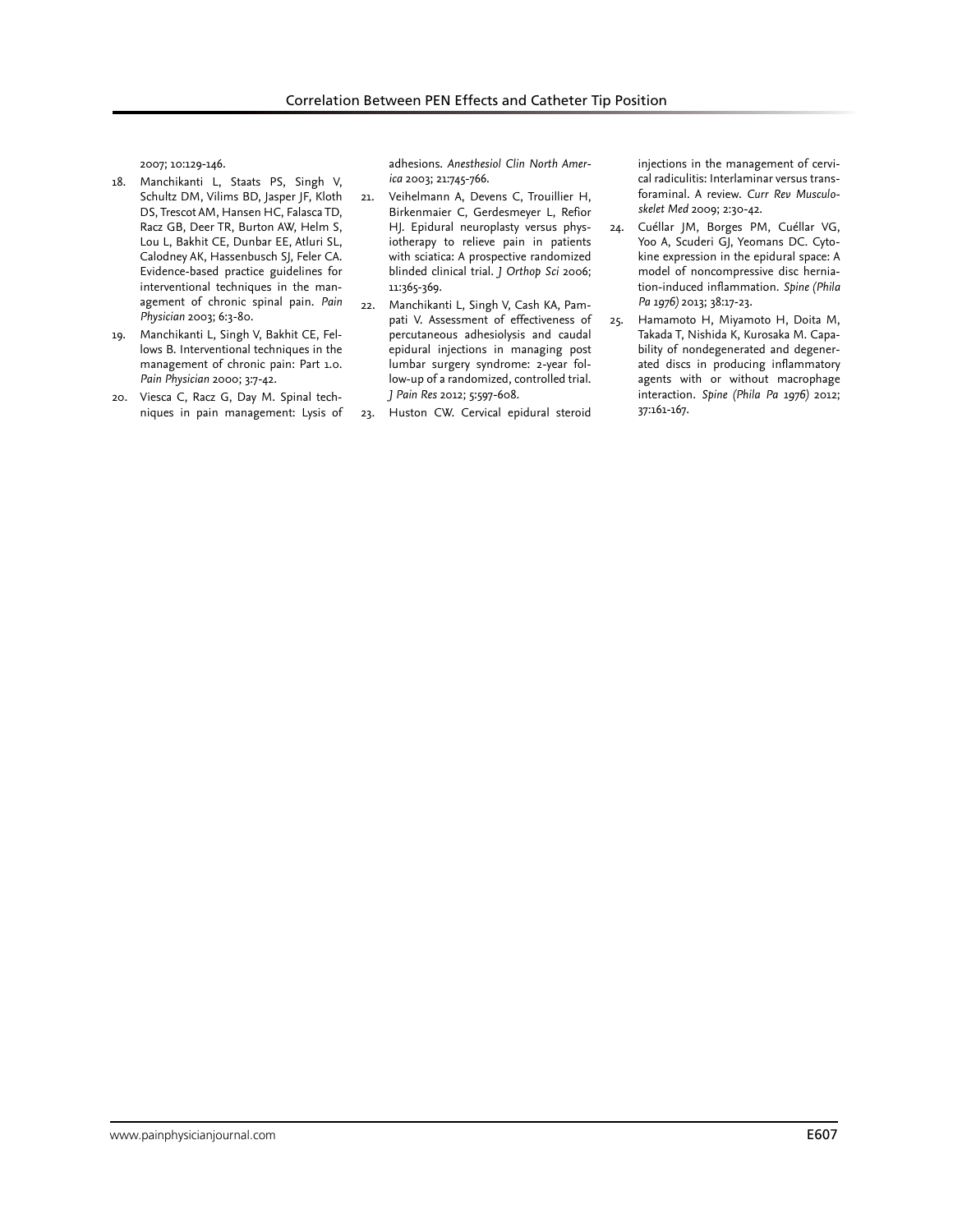2007; 10:129-146.

18. Manchikanti L, Staats PS, Singh V, Schultz DM, Vilims BD, Jasper JF, Kloth DS, Trescot AM, Hansen HC, Falasca TD, Racz GB, Deer TR, Burton AW, Helm S, Lou L, Bakhit CE, Dunbar EE, Atluri SL, Calodney AK, Hassenbusch SJ, Feler CA. Evidence-based practice guidelines for interventional techniques in the management of chronic spinal pain. *Pain Physician* 2003; 6:3-80.
19. Manchikanti L, Singh V, Bakhit CE, Fellows B. Interventional techniques in the management of chronic pain: Part 1.0. *Pain Physician* 2000; 3:7-42.
20. Viesca C, Racz G, Day M. Spinal techniques in pain management: Lysis of adhesions. *Anesthesiol Clin North America* 2003; 21:745-766.
21. Veihelmann A, Devens C, Trouillier H, Birkenmaier C, Gerdesmeyer L, Refior HJ. Epidural neuroplasty versus physiotherapy to relieve pain in patients with sciatica: A prospective randomized blinded clinical trial. *J Orthop Sci* 2006; 11:365-369.
22. Manchikanti L, Singh V, Cash KA, Pampati V. Assessment of effectiveness of percutaneous adhesiolysis and caudal epidural injections in managing post lumbar surgery syndrome: 2-year follow-up of a randomized, controlled trial. *J Pain Res* 2012; 5:597-608.
23. Huston CW. Cervical epidural steroid injections in the management of cervical radiculitis: Interlaminar versus transforaminal. A review. *Curr Rev Musculoskelet Med* 2009; 2:30-42.
24. Cuéllar JM, Borges PM, Cuéllar VG, Yoo A, Scuderi GJ, Yeomans DC. Cytokine expression in the epidural space: A model of noncompressive disc herniation-induced inflammation. *Spine (Phila Pa 1976)* 2013; 38:17-23.
25. Hamamoto H, Miyamoto H, Doita M, Takada T, Nishida K, Kurosaka M. Capability of nondegenerated and degenerated discs in producing inflammatory agents with or without macrophage interaction. *Spine (Phila Pa 1976)* 2012; 37:161-167.